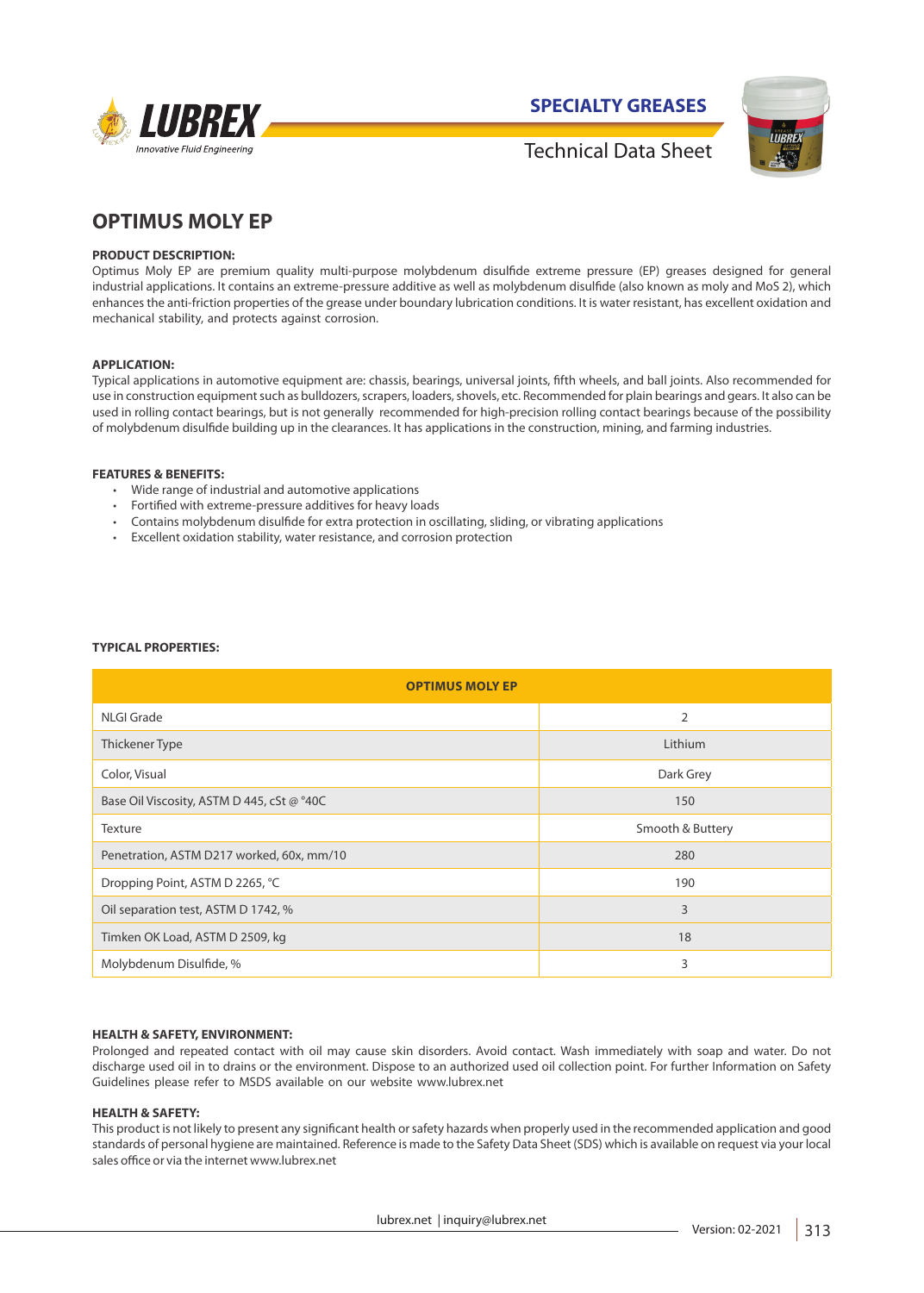**SPECIALTY GREASES**

Technical Data Sheet

# OPTIMUS MOLY EP

**PRODUCT DESCRIPTION:**

Optimus Moly EP are premium quality multi-purpose molybdenum disulfide extreme pressure (EP) greases designed for general industrial applications. It contains an extreme-pressure additive as well as molybdenum disulfide (also known as moly and MoS 2), which enhances the anti-friction properties of the grease under boundary lubrication conditions. It is water resistant, has excellent oxidation and mechanical stability, and protects against corrosion.

**APPLICATION:**

Typical applications in automotive equipment are: chassis, bearings, universal joints, fifth wheels, and ball joints. Also recommended for use in construction equipment such as bulldozers, scrapers, loaders, shovels, etc. Recommended for plain bearings and gears. It also can be used in rolling contact bearings, but is not generally recommended for high-precision rolling contact bearings because of the possibility of molybdenum disulfide building up in the clearances. It has applications in the construction, mining, and farming industries.

**FEATURES & BENEFITS:**

- Wide range of industrial and automotive applications
- Fortified with extreme-pressure additives for heavy loads
- Contains molybdenum disulfide for extra protection in oscillating, sliding, or vibrating applications
- Excellent oxidation stability, water resistance, and corrosion protection

**TYPICAL PROPERTIES:**

| OPTIMUS MOLY EP | |
|---|---|
| NLGI Grade | 2 |
| Thickener Type | Lithium |
| Color, Visual | Dark Grey |
| Base Oil Viscosity, ASTM D 445, cSt @ °40C | 150 |
| Texture | Smooth & Buttery |
| Penetration, ASTM D217 worked, 60x, mm/10 | 280 |
| Dropping Point, ASTM D 2265, °C | 190 |
| Oil separation test, ASTM D 1742, % | 3 |
| Timken OK Load, ASTM D 2509, kg | 18 |
| Molybdenum Disulfide, % | 3 |

**HEALTH & SAFETY, ENVIRONMENT:**

Prolonged and repeated contact with oil may cause skin disorders. Avoid contact. Wash immediately with soap and water. Do not discharge used oil in to drains or the environment. Dispose to an authorized used oil collection point. For further Information on Safety Guidelines please refer to MSDS available on our website www.lubrex.net

**HEALTH & SAFETY:**

This product is not likely to present any significant health or safety hazards when properly used in the recommended application and good standards of personal hygiene are maintained. Reference is made to the Safety Data Sheet (SDS) which is available on request via your local sales office or via the internet www.lubrex.net

lubrex.net | inquiry@lubrex.net

Version: 02-2021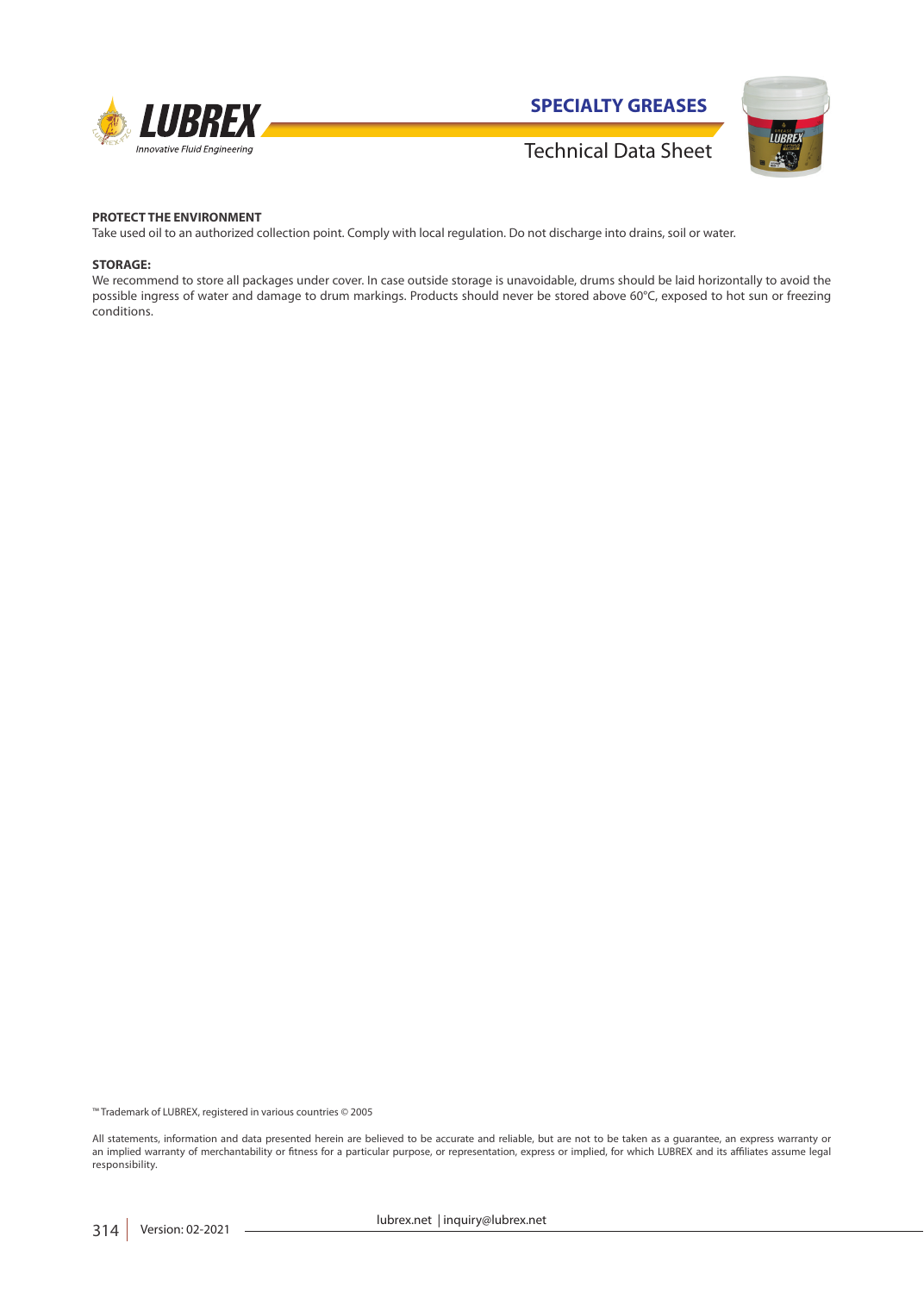**PROTECT THE ENVIRONMENT**

Take used oil to an authorized collection point. Comply with local regulation. Do not discharge into drains, soil or water.

**STORAGE:**

We recommend to store all packages under cover. In case outside storage is unavoidable, drums should be laid horizontally to avoid the possible ingress of water and damage to drum markings. Products should never be stored above 60°C, exposed to hot sun or freezing conditions.

™ Trademark of LUBREX, registered in various countries © 2005

All statements, information and data presented herein are believed to be accurate and reliable, but are not to be taken as a guarantee, an express warranty or an implied warranty of merchantability or fitness for a particular purpose, or representation, express or implied, for which LUBREX and its affiliates assume legal responsibility.

Version: 02-2021

lubrex.net | inquiry@lubrex.net